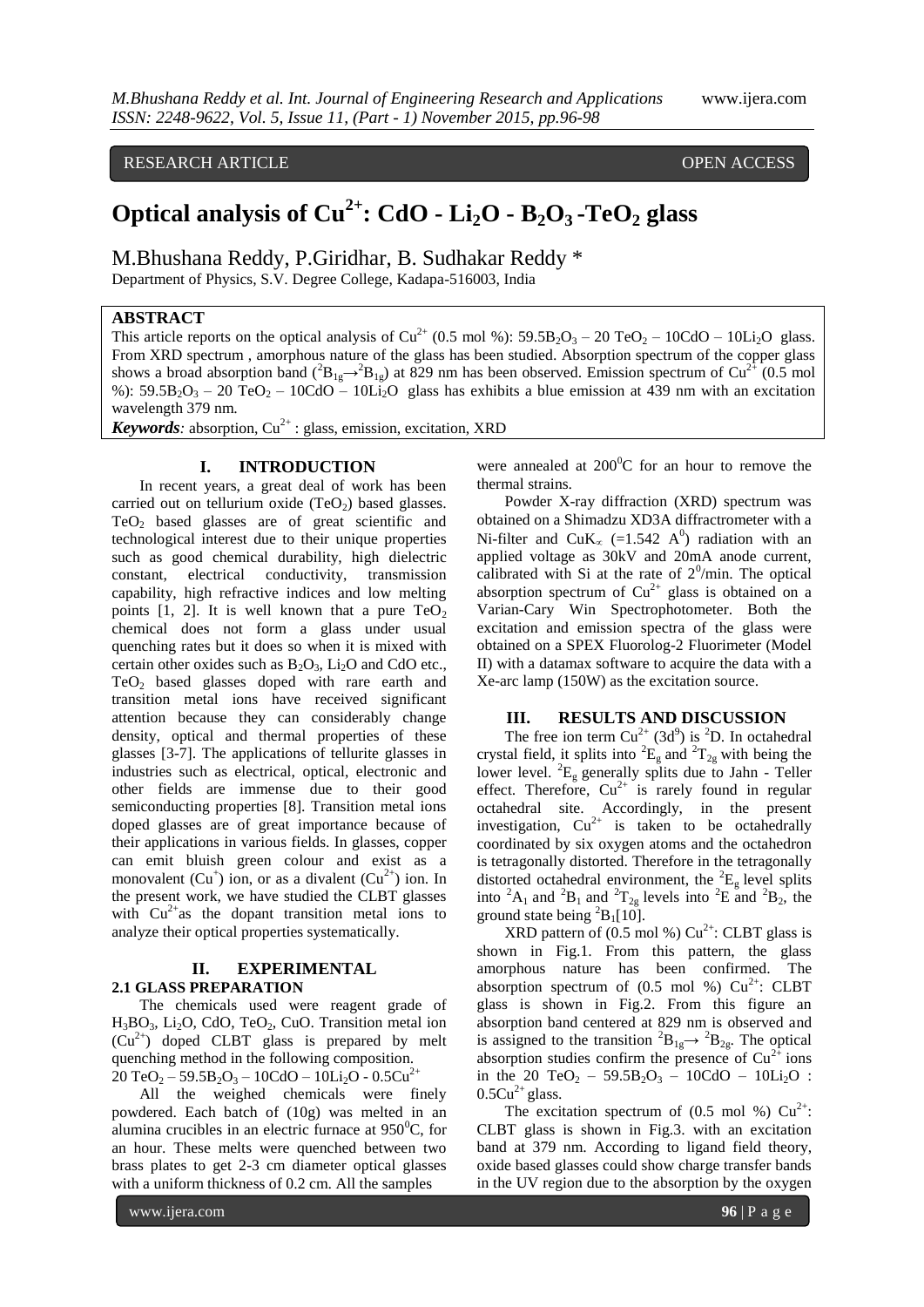RESEARCH ARTICLE OPEN ACCESS

# Optical analysis of $Cu^{2+}$: CdO - $Li_2O$ - $B_2O_3$ -$TeO_2$ glass

M.Bhushana Reddy, P.Giridhar, B. Sudhakar Reddy *

Department of Physics, S.V. Degree College, Kadapa-516003, India

## ABSTRACT

This article reports on the optical analysis of $Cu^{2+}$ (0.5 mol %): $59.5B_2O_3$ – 20 $TeO_2$ – 10CdO – $10Li_2O$ glass. From XRD spectrum , amorphous nature of the glass has been studied. Absorption spectrum of the copper glass shows a broad absorption band ($^2B_{1g}\rightarrow{}^2B_{1g}$) at 829 nm has been observed. Emission spectrum of $Cu^{2+}$ (0.5 mol %): $59.5B_2O_3$ – 20 $TeO_2$ – 10CdO – $10Li_2O$ glass has exhibits a blue emission at 439 nm with an excitation wavelength 379 nm.

***Keywords****:* absorption, $Cu^{2+}$ : glass, emission, excitation, XRD

## I. INTRODUCTION

In recent years, a great deal of work has been carried out on tellurium oxide ($TeO_2$) based glasses. $TeO_2$ based glasses are of great scientific and technological interest due to their unique properties such as good chemical durability, high dielectric constant, electrical conductivity, transmission capability, high refractive indices and low melting points [1, 2]. It is well known that a pure $TeO_2$ chemical does not form a glass under usual quenching rates but it does so when it is mixed with certain other oxides such as $B_2O_3$, $Li_2O$ and CdO etc., $TeO_2$ based glasses doped with rare earth and transition metal ions have received significant attention because they can considerably change density, optical and thermal properties of these glasses [3-7]. The applications of tellurite glasses in industries such as electrical, optical, electronic and other fields are immense due to their good semiconducting properties [8]. Transition metal ions doped glasses are of great importance because of their applications in various fields. In glasses, copper can emit bluish green colour and exist as a monovalent ($Cu^+$) ion, or as a divalent ($Cu^{2+}$) ion. In the present work, we have studied the CLBT glasses with $Cu^{2+}$as the dopant transition metal ions to analyze their optical properties systematically.

## II. EXPERIMENTAL

### 2.1 GLASS PREPARATION

The chemicals used were reagent grade of $H_3BO_3$, $Li_2O$, CdO, $TeO_2$, CuO. Transition metal ion ($Cu^{2+}$) doped CLBT glass is prepared by melt quenching method in the following composition.

20 $TeO_2$ – $59.5B_2O_3$ – 10CdO – $10Li_2O$ - $0.5Cu^{2+}$

All the weighed chemicals were finely powdered. Each batch of (10g) was melted in an alumina crucibles in an electric furnace at $950^0$C, for an hour. These melts were quenched between two brass plates to get 2-3 cm diameter optical glasses with a uniform thickness of 0.2 cm. All the samples were annealed at $200^0$C for an hour to remove the thermal strains.

Powder X-ray diffraction (XRD) spectrum was obtained on a Shimadzu XD3A diffractrometer with a Ni-filter and $CuK_\alpha$ (=1.542 $A^0$) radiation with an applied voltage as 30kV and 20mA anode current, calibrated with Si at the rate of $2^0$/min. The optical absorption spectrum of $Cu^{2+}$ glass is obtained on a Varian-Cary Win Spectrophotometer. Both the excitation and emission spectra of the glass were obtained on a SPEX Fluorolog-2 Fluorimeter (Model II) with a datamax software to acquire the data with a Xe-arc lamp (150W) as the excitation source.

## III. RESULTS AND DISCUSSION

The free ion term $Cu^{2+}$ ($3d^9$) is $^2D$. In octahedral crystal field, it splits into $^2E_g$ and $^2T_{2g}$ with being the lower level. $^2E_g$ generally splits due to Jahn - Teller effect. Therefore, $Cu^{2+}$ is rarely found in regular octahedral site. Accordingly, in the present investigation, $Cu^{2+}$ is taken to be octahedrally coordinated by six oxygen atoms and the octahedron is tetragonally distorted. Therefore in the tetragonally distorted octahedral environment, the $^2E_g$ level splits into $^2A_1$ and $^2B_1$ and $^2T_{2g}$ levels into $^2E$ and $^2B_2$, the ground state being $^2B_1$[10].

XRD pattern of (0.5 mol %) $Cu^{2+}$: CLBT glass is shown in Fig.1. From this pattern, the glass amorphous nature has been confirmed. The absorption spectrum of (0.5 mol %) $Cu^{2+}$: CLBT glass is shown in Fig.2. From this figure an absorption band centered at 829 nm is observed and is assigned to the transition $^2B_{1g}\rightarrow{}^2B_{2g}$. The optical absorption studies confirm the presence of $Cu^{2+}$ ions in the 20 $TeO_2$ – $59.5B_2O_3$ – 10CdO – $10Li_2O$ : $0.5Cu^{2+}$ glass.

The excitation spectrum of (0.5 mol %) $Cu^{2+}$: CLBT glass is shown in Fig.3. with an excitation band at 379 nm. According to ligand field theory, oxide based glasses could show charge transfer bands in the UV region due to the absorption by the oxygen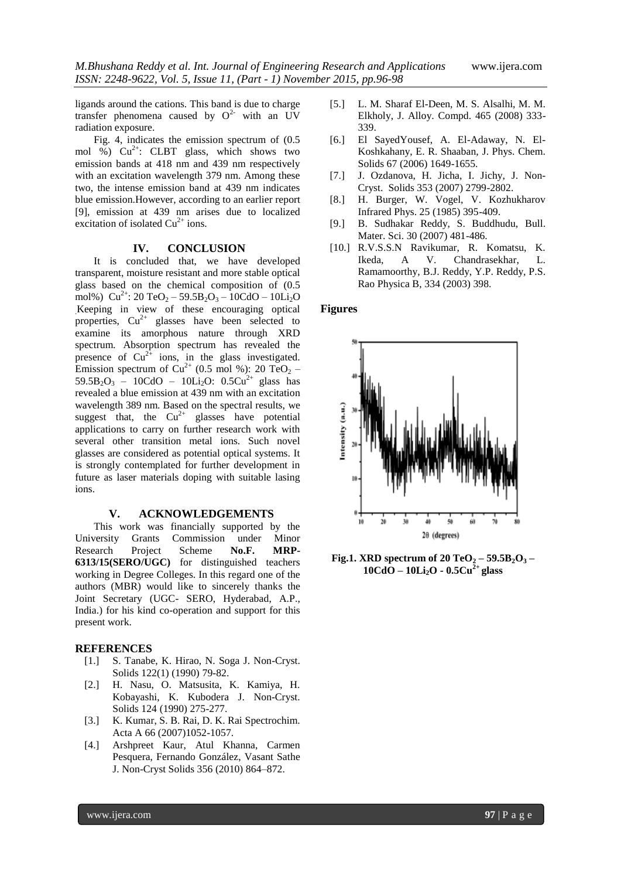ligands around the cations. This band is due to charge transfer phenomena caused by $O^{2-}$ with an UV radiation exposure.

Fig. 4, indicates the emission spectrum of (0.5 mol %) $Cu^{2+}$: CLBT glass, which shows two emission bands at 418 nm and 439 nm respectively with an excitation wavelength 379 nm. Among these two, the intense emission band at 439 nm indicates blue emission.However, according to an earlier report [9], emission at 439 nm arises due to localized excitation of isolated $Cu^{2+}$ ions.

## IV. CONCLUSION

It is concluded that, we have developed transparent, moisture resistant and more stable optical glass based on the chemical composition of (0.5 mol%) $Cu^{2+}$: 20 $TeO_2$ – 59.5$B_2O_3$ – 10CdO – 10$Li_2O$ .Keeping in view of these encouraging optical properties, $Cu^{2+}$ glasses have been selected to examine its amorphous nature through XRD spectrum. Absorption spectrum has revealed the presence of $Cu^{2+}$ ions, in the glass investigated. Emission spectrum of $Cu^{2+}$ (0.5 mol %): 20 $TeO_2$ – 59.5$B_2O_3$ – 10CdO – 10$Li_2O$: 0.5$Cu^{2+}$ glass has revealed a blue emission at 439 nm with an excitation wavelength 389 nm. Based on the spectral results, we suggest that, the $Cu^{2+}$ glasses have potential applications to carry on further research work with several other transition metal ions. Such novel glasses are considered as potential optical systems. It is strongly contemplated for further development in future as laser materials doping with suitable lasing ions.

## V. ACKNOWLEDGEMENTS

This work was financially supported by the University Grants Commission under Minor Research Project Scheme **No.F. MRP-6313/15(SERO/UGC)** for distinguished teachers working in Degree Colleges. In this regard one of the authors (MBR) would like to sincerely thanks the Joint Secretary (UGC- SERO, Hyderabad, A.P., India.) for his kind co-operation and support for this present work.

## REFERENCES

[1.] S. Tanabe, K. Hirao, N. Soga J. Non-Cryst. Solids 122(1) (1990) 79-82.

[2.] H. Nasu, O. Matsusita, K. Kamiya, H. Kobayashi, K. Kubodera J. Non-Cryst. Solids 124 (1990) 275-277.

[3.] K. Kumar, S. B. Rai, D. K. Rai Spectrochim. Acta A 66 (2007)1052-1057.

[4.] Arshpreet Kaur, Atul Khanna, Carmen Pesquera, Fernando González, Vasant Sathe J. Non-Cryst Solids 356 (2010) 864–872.

[5.] L. M. Sharaf El-Deen, M. S. Alsalhi, M. M. Elkholy, J. Alloy. Compd. 465 (2008) 333-339.

[6.] El SayedYousef, A. El-Adaway, N. El-Koshkahany, E. R. Shaaban, J. Phys. Chem. Solids 67 (2006) 1649-1655.

[7.] J. Ozdanova, H. Jicha, I. Jichy, J. Non-Cryst. Solids 353 (2007) 2799-2802.

[8.] H. Burger, W. Vogel, V. Kozhukharov Infrared Phys. 25 (1985) 395-409.

[9.] B. Sudhakar Reddy, S. Buddhudu, Bull. Mater. Sci. 30 (2007) 481-486.

[10.] R.V.S.S.N Ravikumar, R. Komatsu, K. Ikeda, A V. Chandrasekhar, L. Ramamoorthy, B.J. Reddy, Y.P. Reddy, P.S. Rao Physica B, 334 (2003) 398.

## Figures

**Fig.1. XRD spectrum of 20 $TeO_2$ – 59.5$B_2O_3$ – 10CdO – 10$Li_2O$ - 0.5$Cu^{2+}$ glass**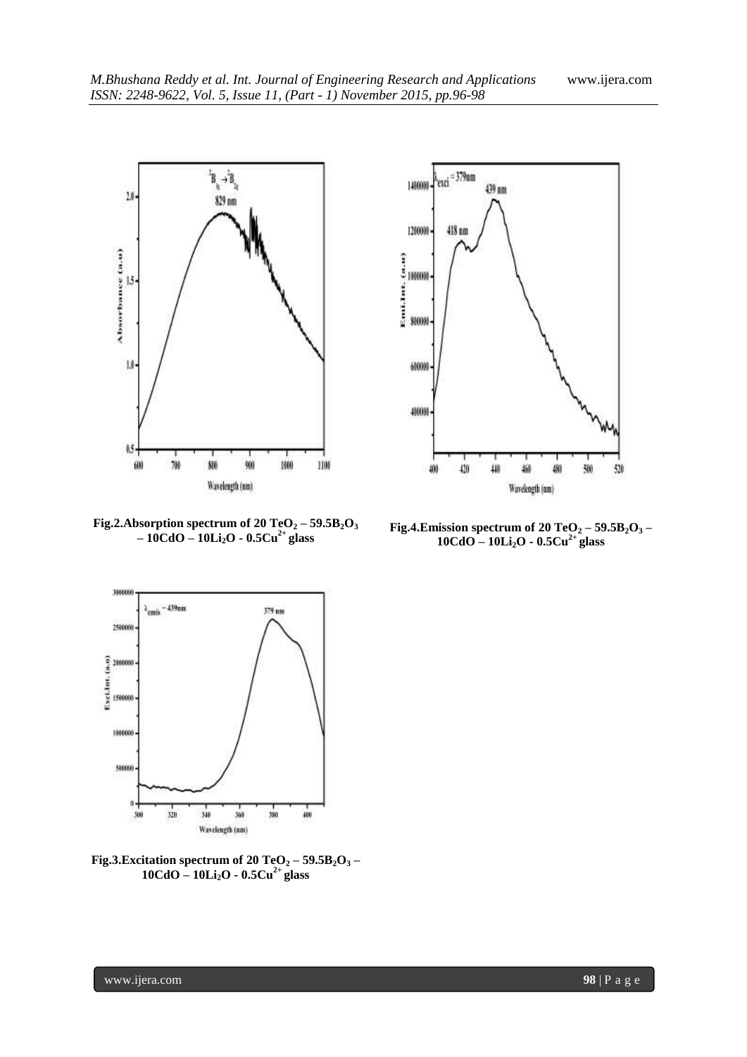$^2B_{1g} \rightarrow ^2B_{2g}$

829 nm

Absorbance (a.u)

2.0

1.5

1.0

0.5

600 700 800 900 1000 1100

Wavelength (nm)

**Fig.2.Absorption spectrum of 20 $TeO_2$ – 59.5$B_2O_3$ – 10CdO – 10$Li_2O$ - 0.5$Cu^{2+}$ glass**

$\lambda_{exci}$ = 379nm

439 nm

418 nm

Emi.Int. (a.u)

1400000

1200000

1000000

800000

600000

400000

400 420 440 460 480 500 520

Wavelength (nm)

**Fig.4.Emission spectrum of 20 $TeO_2$ – 59.5$B_2O_3$ – 10CdO – 10$Li_2O$ - 0.5$Cu^{2+}$ glass**

$\lambda_{emis}$ = 439nm

379 nm

Exci.Int. (a.u)

3000000

2500000

2000000

1500000

1000000

500000

0

300 320 340 360 380 400

Wavelength (nm)

**Fig.3.Excitation spectrum of 20 $TeO_2$ – 59.5$B_2O_3$ – 10CdO – 10$Li_2O$ - 0.5$Cu^{2+}$ glass**